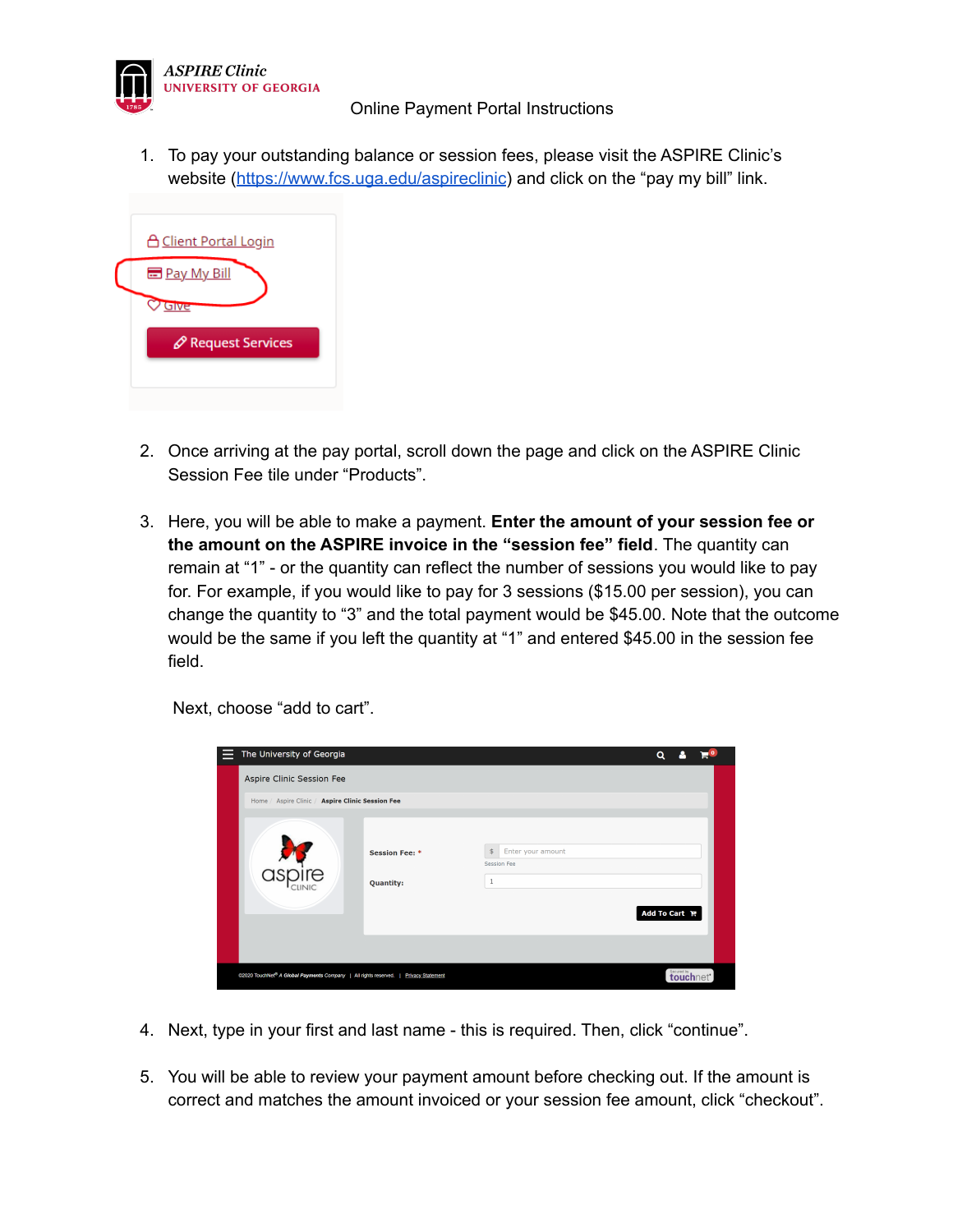ASPIRE Clinic
UNIVERSITY OF GEORGIA

# Online Payment Portal Instructions

1. To pay your outstanding balance or session fees, please visit the ASPIRE Clinic's website (https://www.fcs.uga.edu/aspireclinic) and click on the "pay my bill" link.

2. Once arriving at the pay portal, scroll down the page and click on the ASPIRE Clinic Session Fee tile under "Products".

3. Here, you will be able to make a payment. **Enter the amount of your session fee or the amount on the ASPIRE invoice in the "session fee" field**. The quantity can remain at "1" - or the quantity can reflect the number of sessions you would like to pay for. For example, if you would like to pay for 3 sessions ($15.00 per session), you can change the quantity to "3" and the total payment would be $45.00. Note that the outcome would be the same if you left the quantity at "1" and entered $45.00 in the session fee field.

   Next, choose "add to cart".

4. Next, type in your first and last name - this is required. Then, click "continue".

5. You will be able to review your payment amount before checking out. If the amount is correct and matches the amount invoiced or your session fee amount, click "checkout".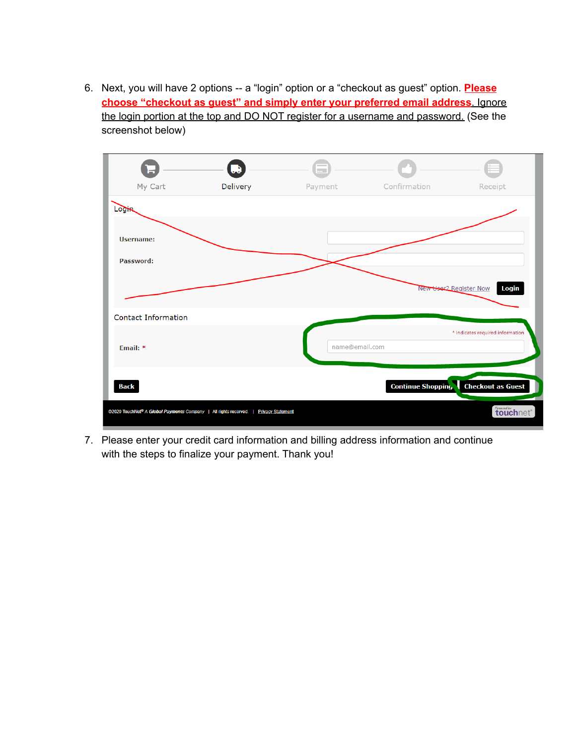6. Next, you will have 2 options -- a "login" option or a "checkout as guest" option. **Please choose "checkout as guest" and simply enter your preferred email address.** Ignore the login portion at the top and DO NOT register for a username and password. (See the screenshot below)

7. Please enter your credit card information and billing address information and continue with the steps to finalize your payment. Thank you!